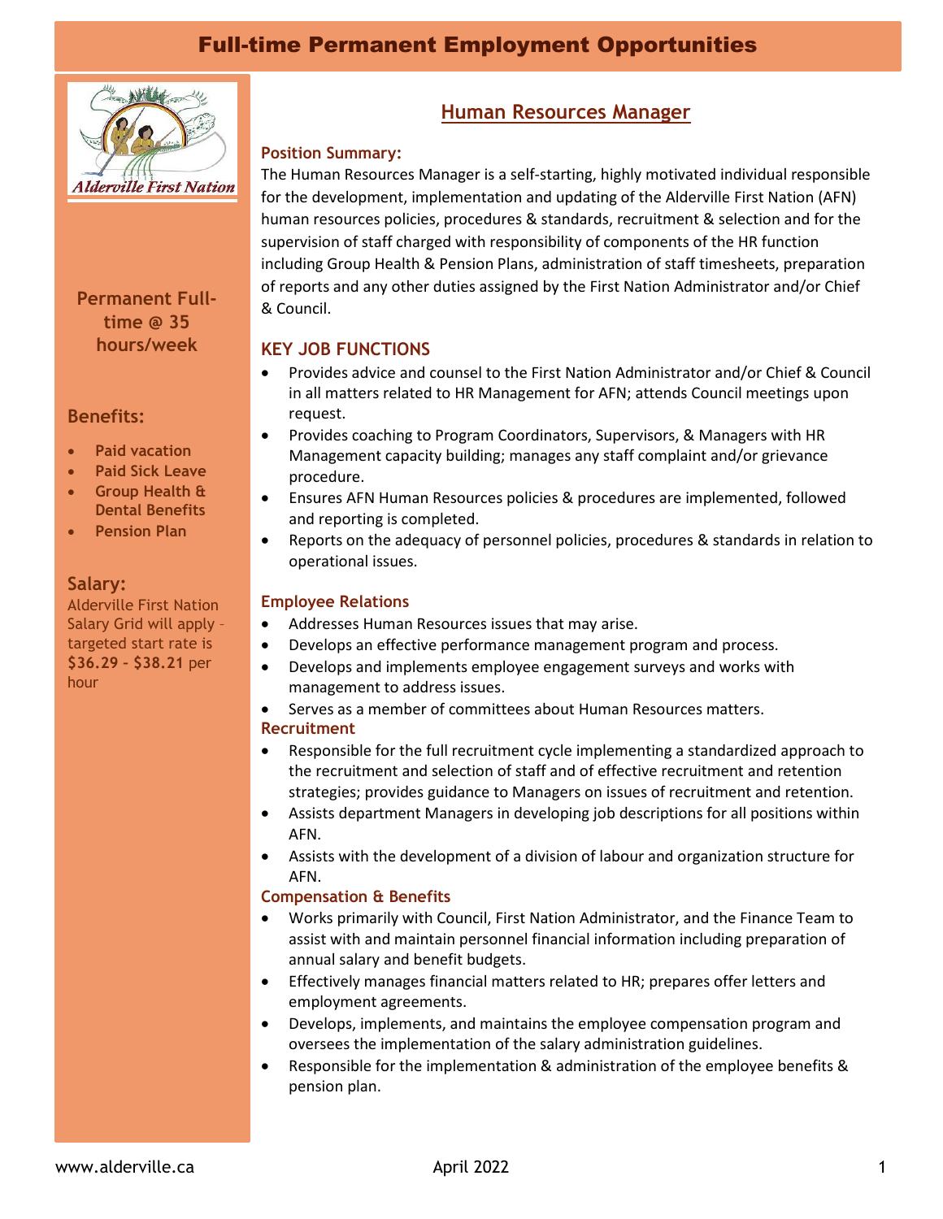# Full-time Permanent Employment Opportunities

**Permanent Full-time @ 35 hours/week**

### Benefits:

- Paid vacation
- Paid Sick Leave
- Group Health & Dental Benefits
- Pension Plan

### Salary:

Alderville First Nation Salary Grid will apply – targeted start rate is **$36.29 - $38.21** per hour

## Human Resources Manager

**Position Summary:**

The Human Resources Manager is a self-starting, highly motivated individual responsible for the development, implementation and updating of the Alderville First Nation (AFN) human resources policies, procedures & standards, recruitment & selection and for the supervision of staff charged with responsibility of components of the HR function including Group Health & Pension Plans, administration of staff timesheets, preparation of reports and any other duties assigned by the First Nation Administrator and/or Chief & Council.

### KEY JOB FUNCTIONS

- Provides advice and counsel to the First Nation Administrator and/or Chief & Council in all matters related to HR Management for AFN; attends Council meetings upon request.
- Provides coaching to Program Coordinators, Supervisors, & Managers with HR Management capacity building; manages any staff complaint and/or grievance procedure.
- Ensures AFN Human Resources policies & procedures are implemented, followed and reporting is completed.
- Reports on the adequacy of personnel policies, procedures & standards in relation to operational issues.

**Employee Relations**

- Addresses Human Resources issues that may arise.
- Develops an effective performance management program and process.
- Develops and implements employee engagement surveys and works with management to address issues.
- Serves as a member of committees about Human Resources matters.

**Recruitment**

- Responsible for the full recruitment cycle implementing a standardized approach to the recruitment and selection of staff and of effective recruitment and retention strategies; provides guidance to Managers on issues of recruitment and retention.
- Assists department Managers in developing job descriptions for all positions within AFN.
- Assists with the development of a division of labour and organization structure for AFN.

**Compensation & Benefits**

- Works primarily with Council, First Nation Administrator, and the Finance Team to assist with and maintain personnel financial information including preparation of annual salary and benefit budgets.
- Effectively manages financial matters related to HR; prepares offer letters and employment agreements.
- Develops, implements, and maintains the employee compensation program and oversees the implementation of the salary administration guidelines.
- Responsible for the implementation & administration of the employee benefits & pension plan.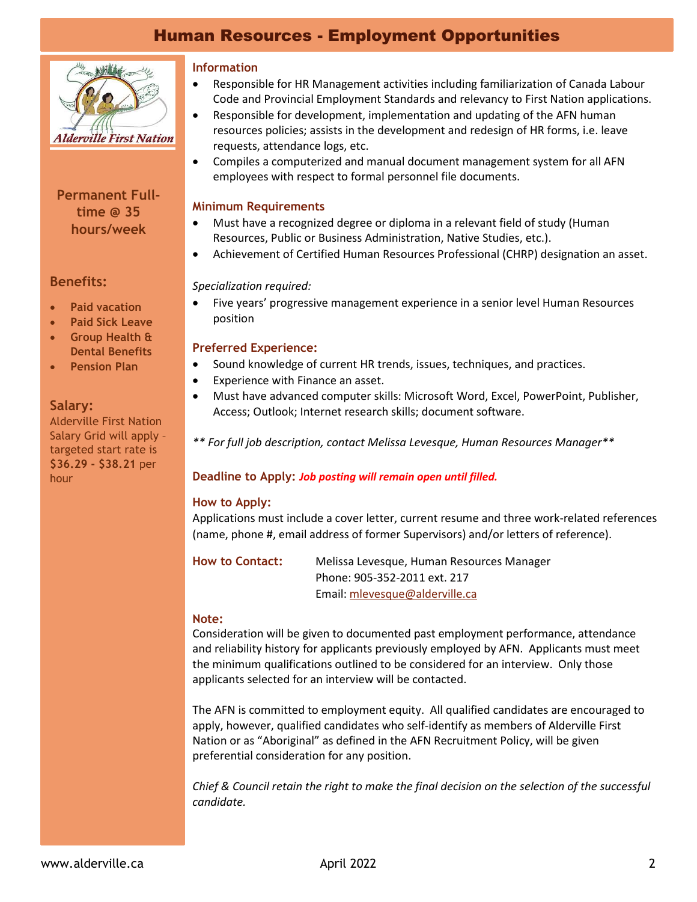# Human Resources - Employment Opportunities

Alderville First Nation

**Permanent Full-time @ 35 hours/week**

### Benefits:

- Paid vacation
- Paid Sick Leave
- Group Health & Dental Benefits
- Pension Plan

### Salary:

Alderville First Nation Salary Grid will apply – targeted start rate is **$36.29 - $38.21** per hour

### Information

- Responsible for HR Management activities including familiarization of Canada Labour Code and Provincial Employment Standards and relevancy to First Nation applications.
- Responsible for development, implementation and updating of the AFN human resources policies; assists in the development and redesign of HR forms, i.e. leave requests, attendance logs, etc.
- Compiles a computerized and manual document management system for all AFN employees with respect to formal personnel file documents.

### Minimum Requirements

- Must have a recognized degree or diploma in a relevant field of study (Human Resources, Public or Business Administration, Native Studies, etc.).
- Achievement of Certified Human Resources Professional (CHRP) designation an asset.

*Specialization required:*

- Five years' progressive management experience in a senior level Human Resources position

### Preferred Experience:

- Sound knowledge of current HR trends, issues, techniques, and practices.
- Experience with Finance an asset.
- Must have advanced computer skills: Microsoft Word, Excel, PowerPoint, Publisher, Access; Outlook; Internet research skills; document software.

*** For full job description, contact Melissa Levesque, Human Resources Manager***

**Deadline to Apply:** ***Job posting will remain open until filled.***

### How to Apply:

Applications must include a cover letter, current resume and three work-related references (name, phone #, email address of former Supervisors) and/or letters of reference).

**How to Contact:** Melissa Levesque, Human Resources Manager
Phone: 905-352-2011 ext. 217
Email: mlevesque@alderville.ca

### Note:

Consideration will be given to documented past employment performance, attendance and reliability history for applicants previously employed by AFN. Applicants must meet the minimum qualifications outlined to be considered for an interview. Only those applicants selected for an interview will be contacted.

The AFN is committed to employment equity. All qualified candidates are encouraged to apply, however, qualified candidates who self-identify as members of Alderville First Nation or as "Aboriginal" as defined in the AFN Recruitment Policy, will be given preferential consideration for any position.

*Chief & Council retain the right to make the final decision on the selection of the successful candidate.*